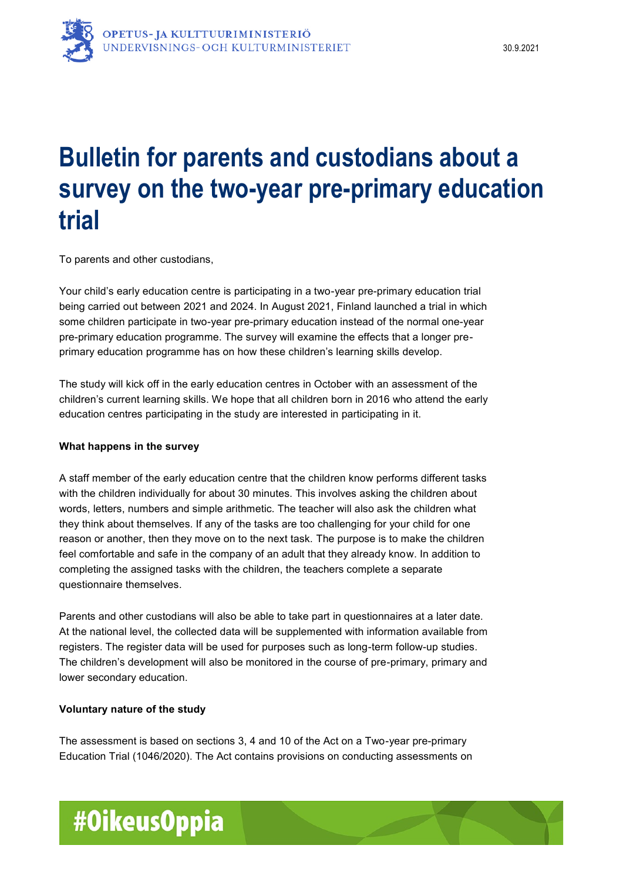# Bulletin for parents and custodians about a survey on the two-year pre-primary education trial

To parents and other custodians,

Your child's early education centre is participating in a two-year pre-primary education trial being carried out between 2021 and 2024. In August 2021, Finland launched a trial in which some children participate in two-year pre-primary education instead of the normal one-year pre-primary education programme. The survey will examine the effects that a longer pre-primary education programme has on how these children's learning skills develop.

The study will kick off in the early education centres in October with an assessment of the children's current learning skills. We hope that all children born in 2016 who attend the early education centres participating in the study are interested in participating in it.

**What happens in the survey**

A staff member of the early education centre that the children know performs different tasks with the children individually for about 30 minutes. This involves asking the children about words, letters, numbers and simple arithmetic. The teacher will also ask the children what they think about themselves. If any of the tasks are too challenging for your child for one reason or another, then they move on to the next task. The purpose is to make the children feel comfortable and safe in the company of an adult that they already know. In addition to completing the assigned tasks with the children, the teachers complete a separate questionnaire themselves.

Parents and other custodians will also be able to take part in questionnaires at a later date. At the national level, the collected data will be supplemented with information available from registers. The register data will be used for purposes such as long-term follow-up studies. The children's development will also be monitored in the course of pre-primary, primary and lower secondary education.

**Voluntary nature of the study**

The assessment is based on sections 3, 4 and 10 of the Act on a Two-year pre-primary Education Trial (1046/2020). The Act contains provisions on conducting assessments on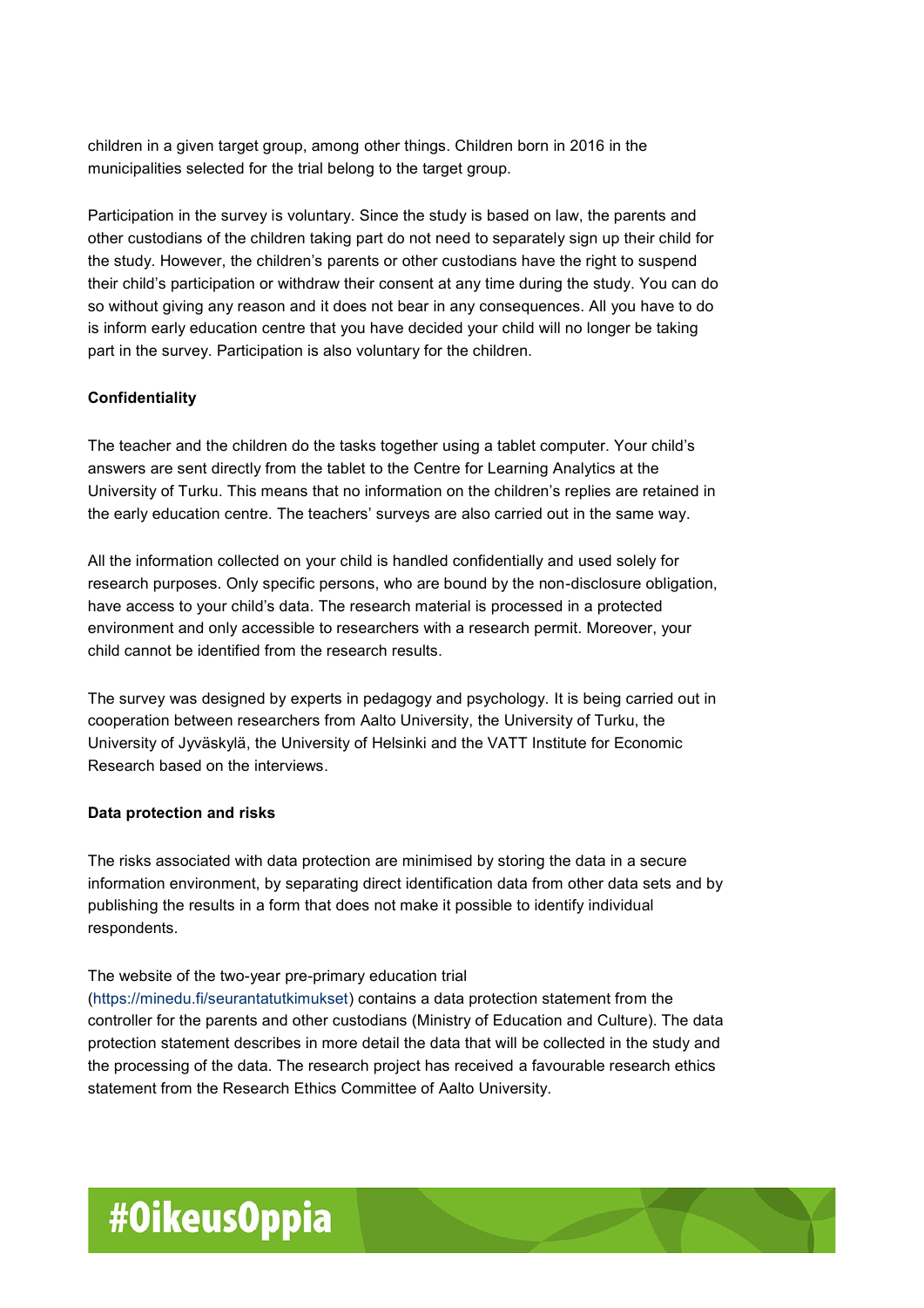children in a given target group, among other things. Children born in 2016 in the municipalities selected for the trial belong to the target group.

Participation in the survey is voluntary. Since the study is based on law, the parents and other custodians of the children taking part do not need to separately sign up their child for the study. However, the children's parents or other custodians have the right to suspend their child's participation or withdraw their consent at any time during the study. You can do so without giving any reason and it does not bear in any consequences. All you have to do is inform early education centre that you have decided your child will no longer be taking part in the survey. Participation is also voluntary for the children.

**Confidentiality**

The teacher and the children do the tasks together using a tablet computer. Your child's answers are sent directly from the tablet to the Centre for Learning Analytics at the University of Turku. This means that no information on the children's replies are retained in the early education centre. The teachers' surveys are also carried out in the same way.

All the information collected on your child is handled confidentially and used solely for research purposes. Only specific persons, who are bound by the non-disclosure obligation, have access to your child's data. The research material is processed in a protected environment and only accessible to researchers with a research permit. Moreover, your child cannot be identified from the research results.

The survey was designed by experts in pedagogy and psychology. It is being carried out in cooperation between researchers from Aalto University, the University of Turku, the University of Jyväskylä, the University of Helsinki and the VATT Institute for Economic Research based on the interviews.

**Data protection and risks**

The risks associated with data protection are minimised by storing the data in a secure information environment, by separating direct identification data from other data sets and by publishing the results in a form that does not make it possible to identify individual respondents.

The website of the two-year pre-primary education trial (https://minedu.fi/seurantatutkimukset) contains a data protection statement from the controller for the parents and other custodians (Ministry of Education and Culture). The data protection statement describes in more detail the data that will be collected in the study and the processing of the data. The research project has received a favourable research ethics statement from the Research Ethics Committee of Aalto University.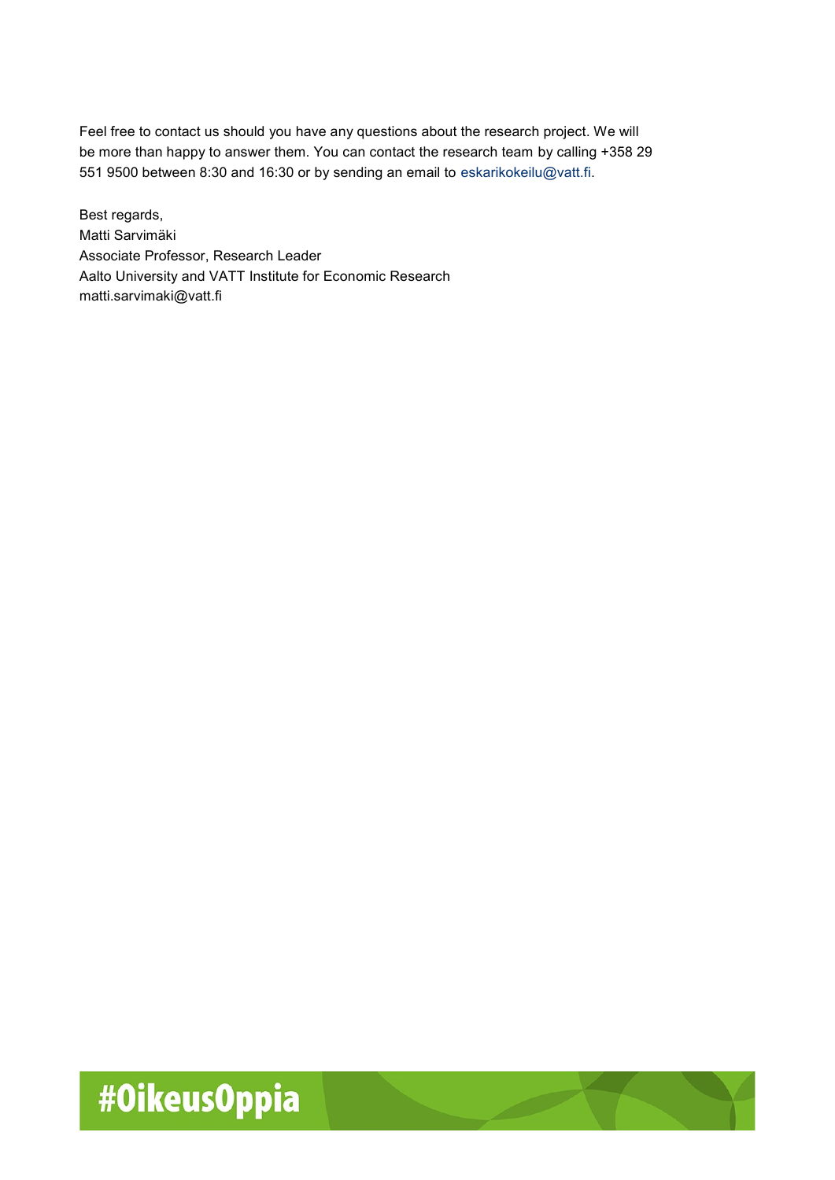Feel free to contact us should you have any questions about the research project. We will be more than happy to answer them. You can contact the research team by calling +358 29 551 9500 between 8:30 and 16:30 or by sending an email to eskarikokeilu@vatt.fi.

Best regards,
Matti Sarvimäki
Associate Professor, Research Leader
Aalto University and VATT Institute for Economic Research
matti.sarvimaki@vatt.fi

#OikeusOppia